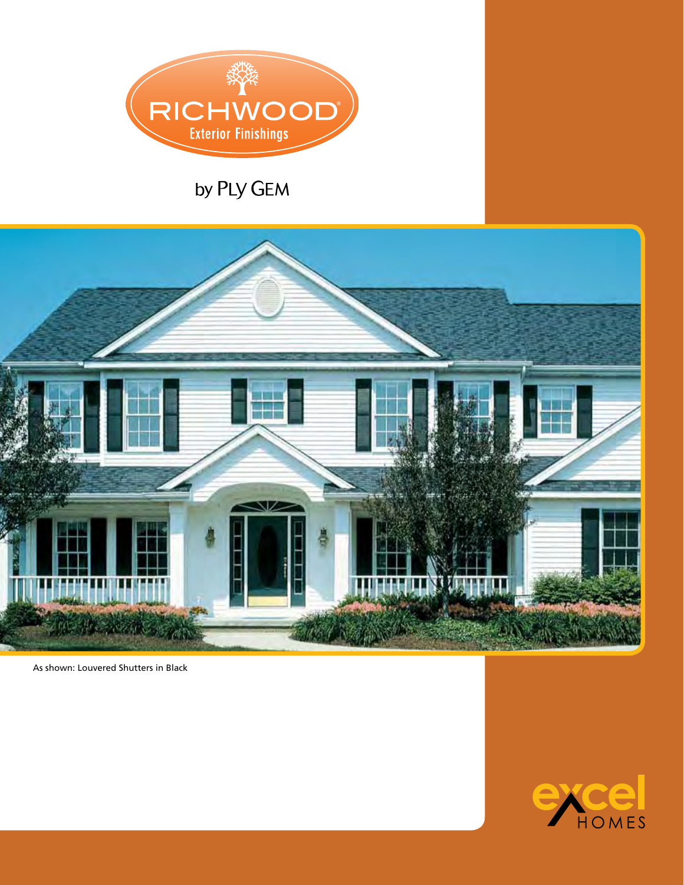# RICHWOOD®

Exterior Finishings

by PLY GEM

As shown: Louvered Shutters in Black

excel HOMES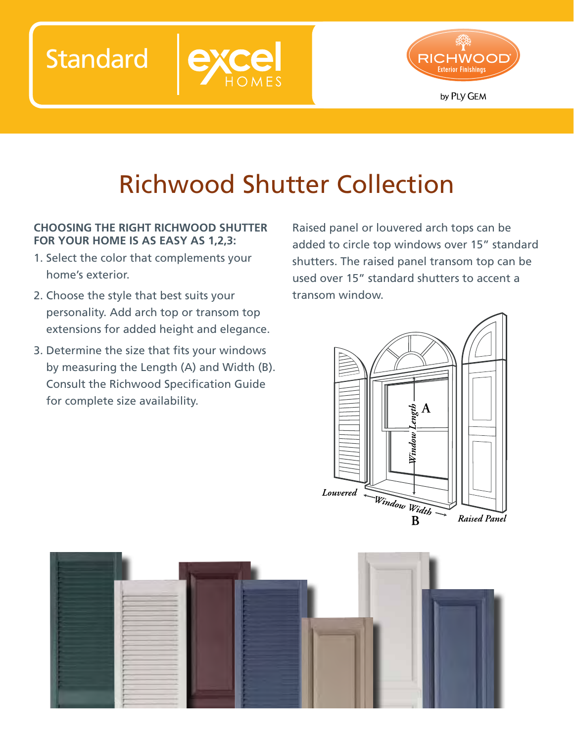Standard | excel HOMES

RICHWOOD® Exterior Finishings by PLY GEM

# Richwood Shutter Collection

**CHOOSING THE RIGHT RICHWOOD SHUTTER FOR YOUR HOME IS AS EASY AS 1,2,3:**

1. Select the color that complements your home's exterior.
2. Choose the style that best suits your personality. Add arch top or transom top extensions for added height and elegance.
3. Determine the size that fits your windows by measuring the Length (A) and Width (B). Consult the Richwood Specification Guide for complete size availability.

Raised panel or louvered arch tops can be added to circle top windows over 15" standard shutters. The raised panel transom top can be used over 15" standard shutters to accent a transom window.

*Louvered* — *Window Length* A — *Window Width* B — *Raised Panel*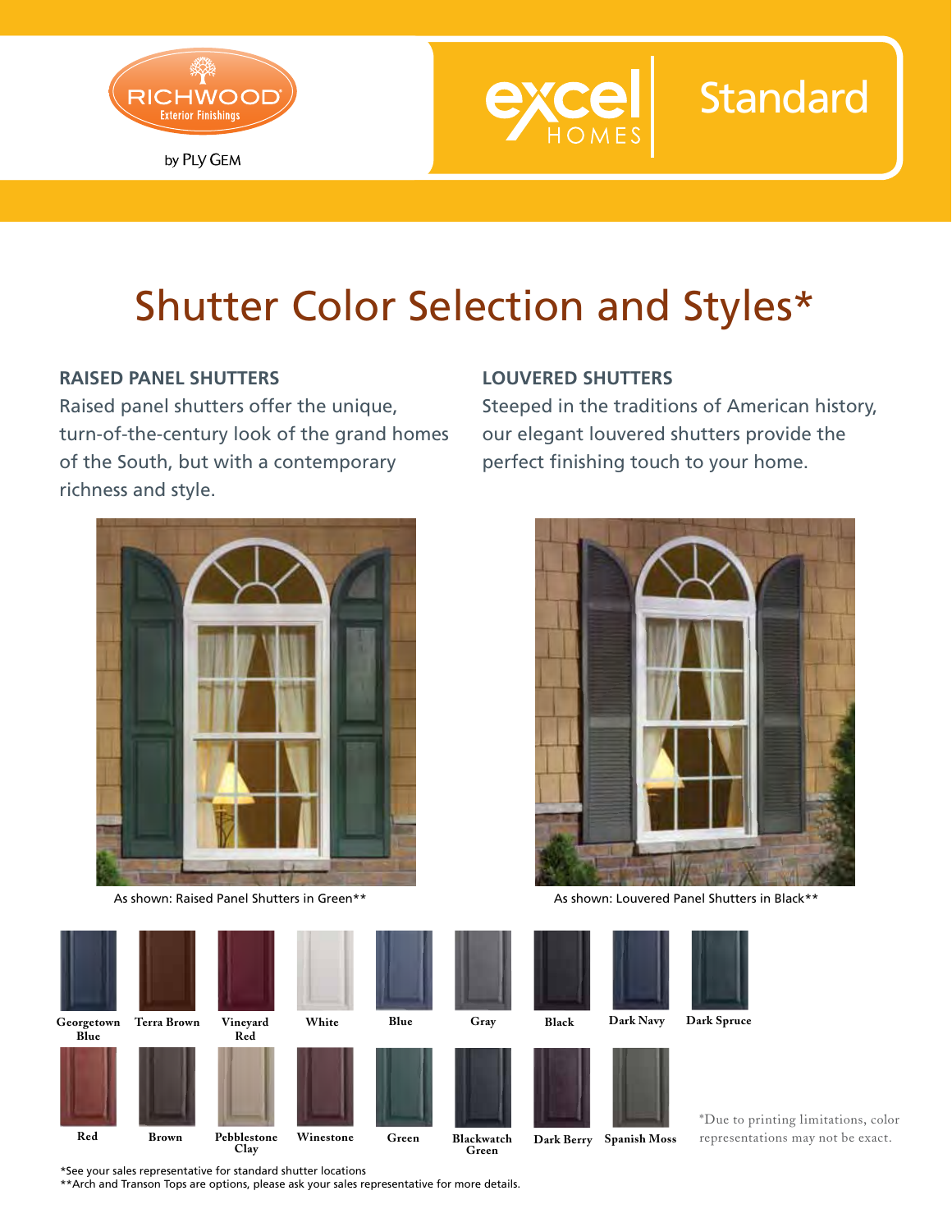RICHWOOD Exterior Finishings by PLY GEM

excel HOMES | Standard

# Shutter Color Selection and Styles*

## RAISED PANEL SHUTTERS

Raised panel shutters offer the unique, turn-of-the-century look of the grand homes of the South, but with a contemporary richness and style.

## LOUVERED SHUTTERS

Steeped in the traditions of American history, our elegant louvered shutters provide the perfect finishing touch to your home.

As shown: Raised Panel Shutters in Green**

As shown: Louvered Panel Shutters in Black**

Georgetown Blue, Terra Brown, Vineyard Red, White, Blue, Gray, Black, Dark Navy, Dark Spruce

Red, Brown, Pebblestone Clay, Winestone, Green, Blackwatch Green, Dark Berry, Spanish Moss

*Due to printing limitations, color representations may not be exact.

*See your sales representative for standard shutter locations

**Arch and Transon Tops are options, please ask your sales representative for more details.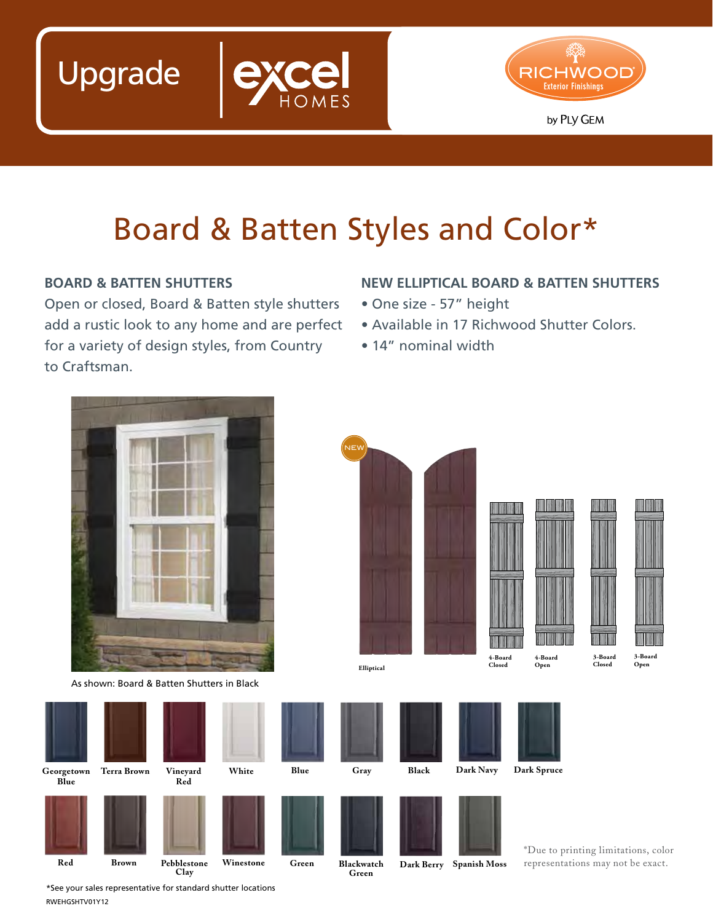Upgrade

excel HOMES

RICHWOOD Exterior Finishings

by PLY GEM

# Board & Batten Styles and Color*

## BOARD & BATTEN SHUTTERS

Open or closed, Board & Batten style shutters add a rustic look to any home and are perfect for a variety of design styles, from Country to Craftsman.

## NEW ELLIPTICAL BOARD & BATTEN SHUTTERS

- One size - 57″ height
- Available in 17 Richwood Shutter Colors.
- 14″ nominal width

As shown: Board & Batten Shutters in Black

NEW

Elliptical

4-Board Closed

4-Board Open

3-Board Closed

3-Board Open

Georgetown Blue

Terra Brown

Vineyard Red

White

Blue

Gray

Black

Dark Navy

Dark Spruce

Red

Brown

Pebblestone Clay

Winestone

Green

Blackwatch Green

Dark Berry

Spanish Moss

*Due to printing limitations, color representations may not be exact.

*See your sales representative for standard shutter locations

RWEHGSHTV01Y12